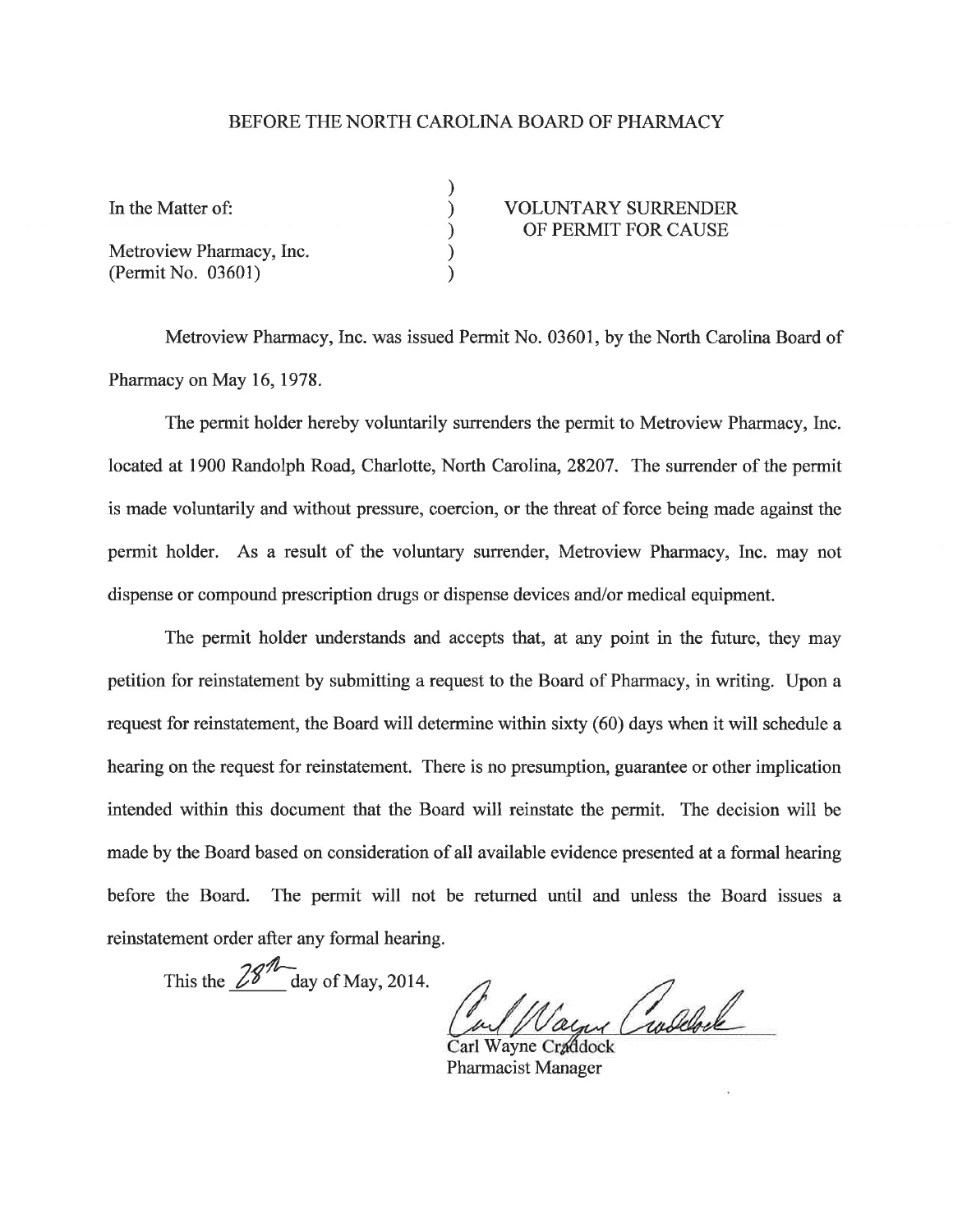BEFORE THE NORTH CAROLINA BOARD OF PHARMACY

In the Matter of:

Metroview Pharmacy, Inc.
(Permit No. 03601)

VOLUNTARY SURRENDER
OF PERMIT FOR CAUSE

Metroview Pharmacy, Inc. was issued Permit No. 03601, by the North Carolina Board of Pharmacy on May 16, 1978.

The permit holder hereby voluntarily surrenders the permit to Metroview Pharmacy, Inc. located at 1900 Randolph Road, Charlotte, North Carolina, 28207. The surrender of the permit is made voluntarily and without pressure, coercion, or the threat of force being made against the permit holder. As a result of the voluntary surrender, Metroview Pharmacy, Inc. may not dispense or compound prescription drugs or dispense devices and/or medical equipment.

The permit holder understands and accepts that, at any point in the future, they may petition for reinstatement by submitting a request to the Board of Pharmacy, in writing. Upon a request for reinstatement, the Board will determine within sixty (60) days when it will schedule a hearing on the request for reinstatement. There is no presumption, guarantee or other implication intended within this document that the Board will reinstate the permit. The decision will be made by the Board based on consideration of all available evidence presented at a formal hearing before the Board. The permit will not be returned until and unless the Board issues a reinstatement order after any formal hearing.

This the 28th day of May, 2014.

Carl Wayne Craddock
Pharmacist Manager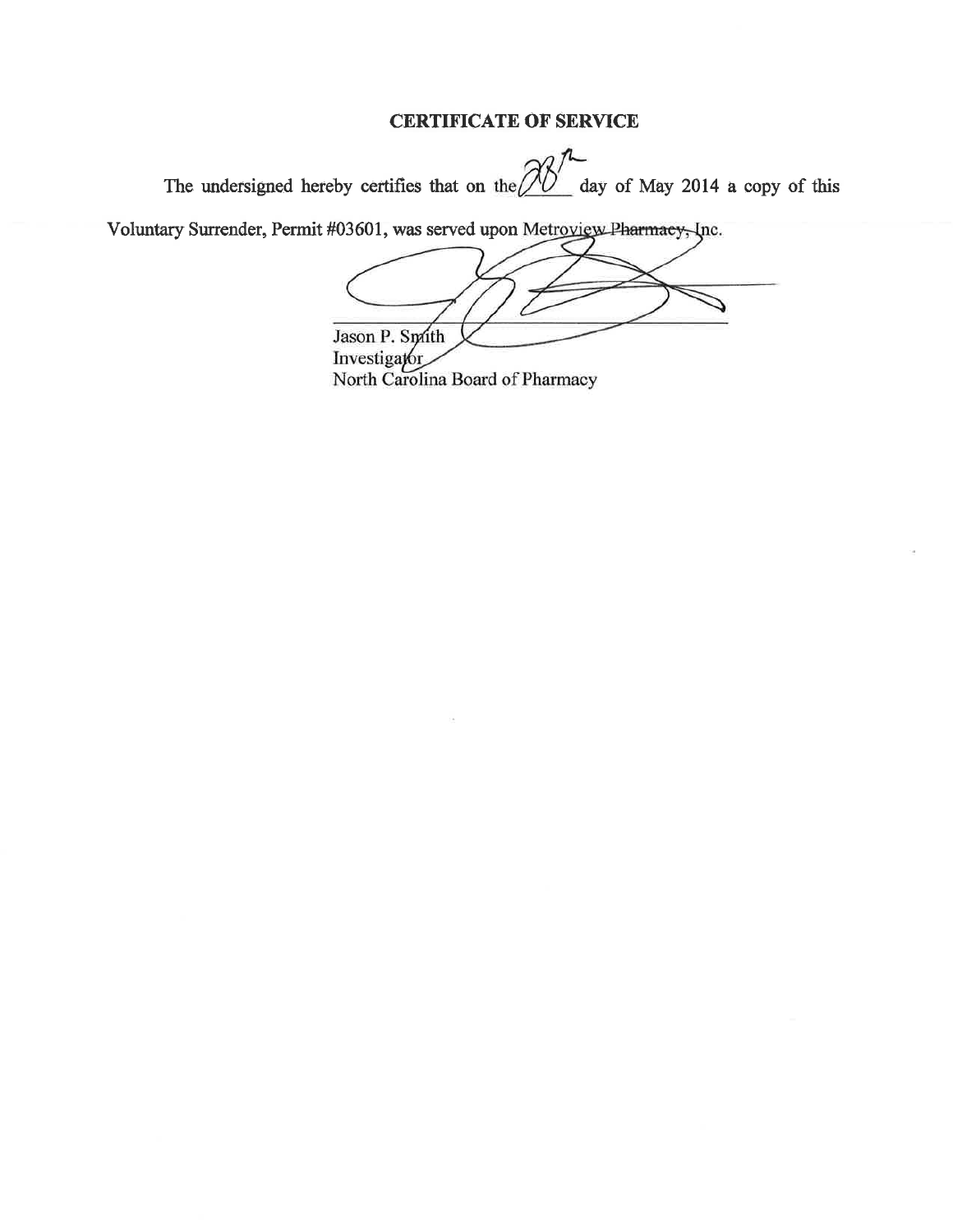# CERTIFICATE OF SERVICE

The undersigned hereby certifies that on the 28th day of May 2014 a copy of this Voluntary Surrender, Permit #03601, was served upon Metroview Pharmacy, Inc.

Jason P. Smith
Investigator
North Carolina Board of Pharmacy